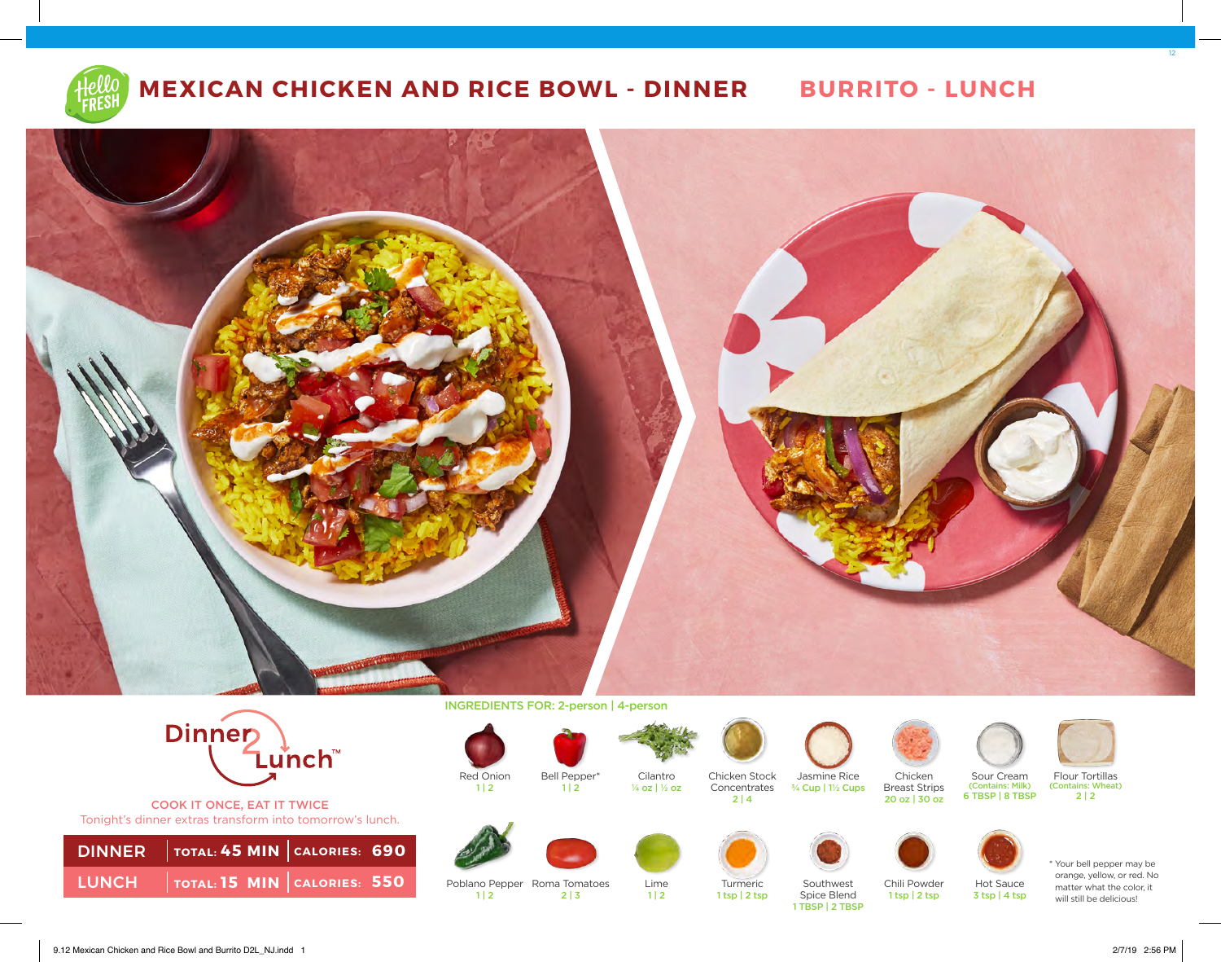# MEXICAN CHICKEN AND RICE BOWL - DINNER

# BURRITO - LUNCH

Dinner2Lunch™

COOK IT ONCE, EAT IT TWICE

Tonight's dinner extras transform into tomorrow's lunch.

| | | |
|---|---|---|
| DINNER | TOTAL: 45 MIN | CALORIES: 690 |
| LUNCH | TOTAL: 15 MIN | CALORIES: 550 |

## INGREDIENTS FOR: 2-person | 4-person

- Red Onion: 1 | 2
- Bell Pepper*: 1 | 2
- Cilantro: ¼ oz | ½ oz
- Chicken Stock Concentrates: 2 | 4
- Jasmine Rice: ¾ Cup | 1½ Cups
- Chicken Breast Strips: 20 oz | 30 oz
- Sour Cream (Contains: Milk): 6 TBSP | 8 TBSP
- Flour Tortillas (Contains: Wheat): 2 | 2
- Poblano Pepper: 1 | 2
- Roma Tomatoes: 2 | 3
- Lime: 1 | 2
- Turmeric: 1 tsp | 2 tsp
- Southwest Spice Blend: 1 TBSP | 2 TBSP
- Chili Powder: 1 tsp | 2 tsp
- Hot Sauce: 3 tsp | 4 tsp

\* Your bell pepper may be orange, yellow, or red. No matter what the color, it will still be delicious!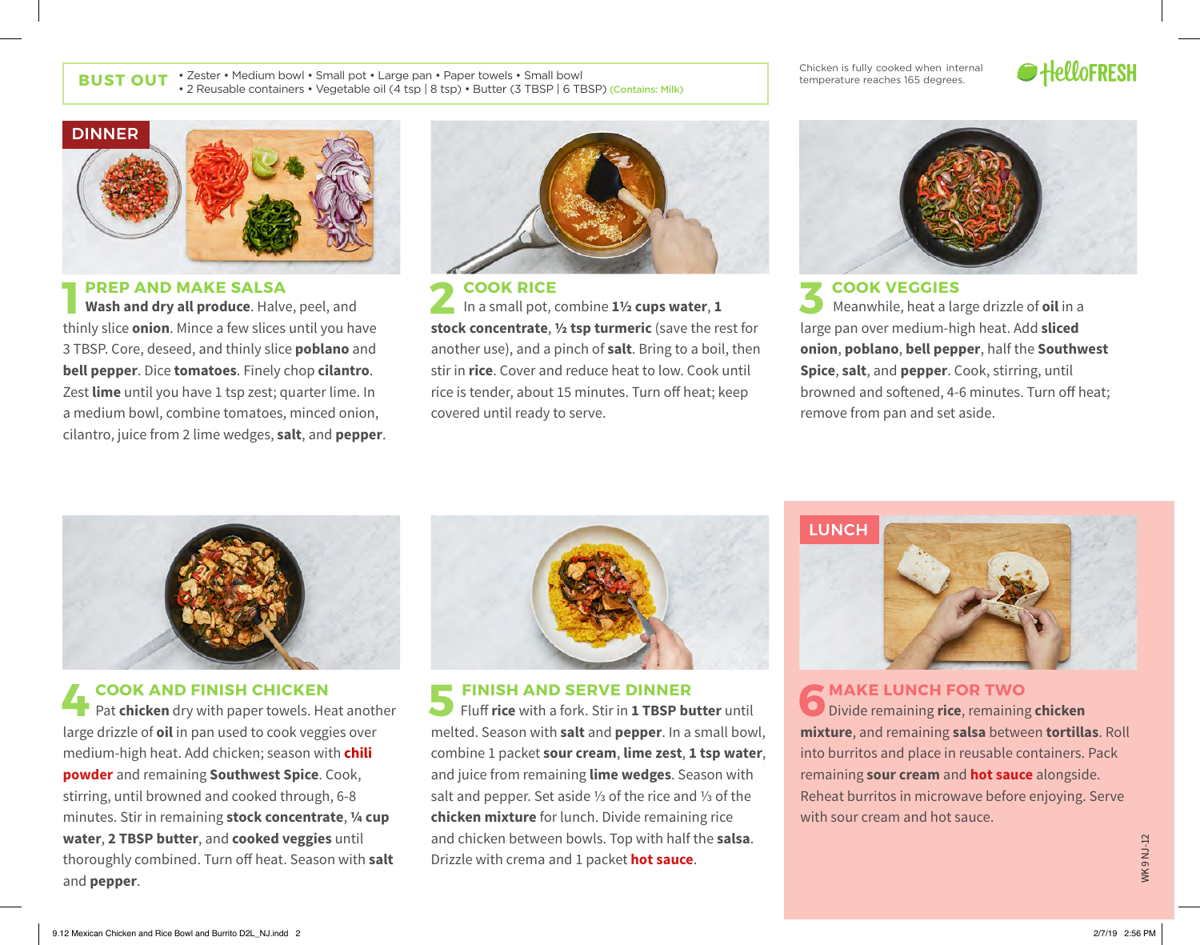**BUST OUT** • Zester • Medium bowl • Small pot • Large pan • Paper towels • Small bowl
• 2 Reusable containers • Vegetable oil (4 tsp | 8 tsp) • Butter (3 TBSP | 6 TBSP) (Contains: Milk)

Chicken is fully cooked when internal temperature reaches 165 degrees.

HelloFRESH

## DINNER

### 1 PREP AND MAKE SALSA

**Wash and dry all produce**. Halve, peel, and thinly slice **onion**. Mince a few slices until you have 3 TBSP. Core, deseed, and thinly slice **poblano** and **bell pepper**. Dice **tomatoes**. Finely chop **cilantro**. Zest **lime** until you have 1 tsp zest; quarter lime. In a medium bowl, combine tomatoes, minced onion, cilantro, juice from 2 lime wedges, **salt**, and **pepper**.

### 2 COOK RICE

In a small pot, combine **1½ cups water**, **1 stock concentrate**, **½ tsp turmeric** (save the rest for another use), and a pinch of **salt**. Bring to a boil, then stir in **rice**. Cover and reduce heat to low. Cook until rice is tender, about 15 minutes. Turn off heat; keep covered until ready to serve.

### 3 COOK VEGGIES

Meanwhile, heat a large drizzle of **oil** in a large pan over medium-high heat. Add **sliced onion**, **poblano**, **bell pepper**, half the **Southwest Spice**, **salt**, and **pepper**. Cook, stirring, until browned and softened, 4-6 minutes. Turn off heat; remove from pan and set aside.

### 4 COOK AND FINISH CHICKEN

Pat **chicken** dry with paper towels. Heat another large drizzle of **oil** in pan used to cook veggies over medium-high heat. Add chicken; season with **chili powder** and remaining **Southwest Spice**. Cook, stirring, until browned and cooked through, 6-8 minutes. Stir in remaining **stock concentrate**, **¼ cup water**, **2 TBSP butter**, and **cooked veggies** until thoroughly combined. Turn off heat. Season with **salt** and **pepper**.

### 5 FINISH AND SERVE DINNER

Fluff **rice** with a fork. Stir in **1 TBSP butter** until melted. Season with **salt** and **pepper**. In a small bowl, combine 1 packet **sour cream**, **lime zest**, **1 tsp water**, and juice from remaining **lime wedges**. Season with salt and pepper. Set aside ⅓ of the rice and ⅓ of the **chicken mixture** for lunch. Divide remaining rice and chicken between bowls. Top with half the **salsa**. Drizzle with crema and 1 packet **hot sauce**.

## LUNCH

### 6 MAKE LUNCH FOR TWO

Divide remaining **rice**, remaining **chicken mixture**, and remaining **salsa** between **tortillas**. Roll into burritos and place in reusable containers. Pack remaining **sour cream** and **hot sauce** alongside. Reheat burritos in microwave before enjoying. Serve with sour cream and hot sauce.

WK 9 NJ-12